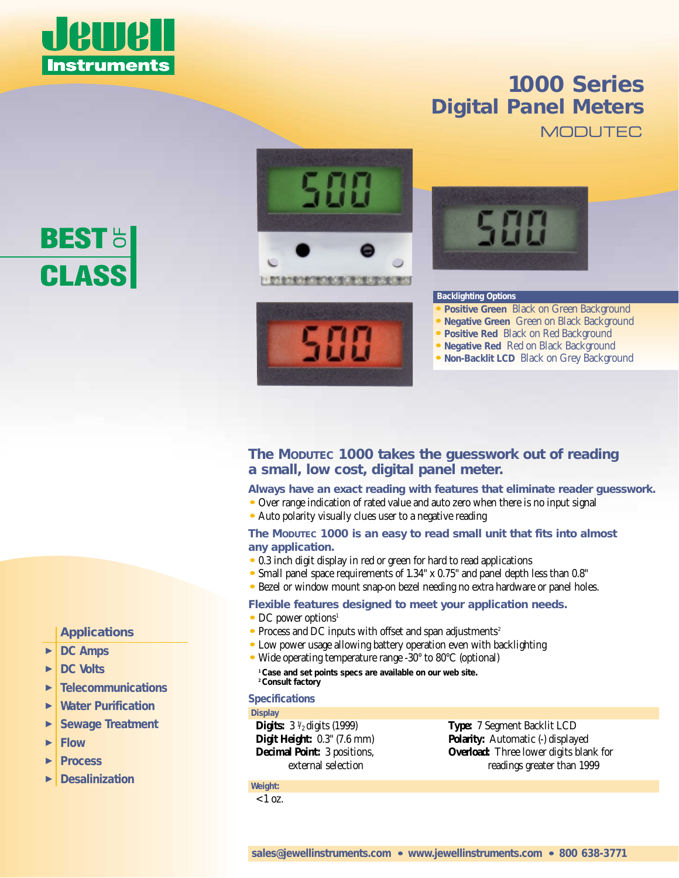# Jewell Instruments

## 1000 Series Digital Panel Meters

MODUTEC

BEST OF CLASS

**Backlighting Options**

- **Positive Green** Black on Green Background
- **Negative Green** Green on Black Background
- **Positive Red** Black on Red Background
- **Negative Red** Red on Black Background
- **Non-Backlit LCD** Black on Grey Background

### The Modutec 1000 takes the guesswork out of reading a small, low cost, digital panel meter.

**Always have an exact reading with features that eliminate reader guesswork.**

- Over range indication of rated value and auto zero when there is no input signal
- Auto polarity visually clues user to a negative reading

**The Modutec 1000 is an easy to read small unit that fits into almost any application.**

- 0.3 inch digit display in red or green for hard to read applications
- Small panel space requirements of 1.34" x 0.75" and panel depth less than 0.8"
- Bezel or window mount snap-on bezel needing no extra hardware or panel holes.

**Flexible features designed to meet your application needs.**

- DC power options[1]
- Process and DC inputs with offset and span adjustments[2]
- Low power usage allowing battery operation even with backlighting
- Wide operating temperature range -30° to 80°C (optional)

[1] **Case and set points specs are available on our web site.**
[2] **Consult factory**

### Applications

- DC Amps
- DC Volts
- Telecommunications
- Water Purification
- Sewage Treatment
- Flow
- Process
- Desalinization

### Specifications

**Display**

**Digits:** 3 ½ digits (1999)
**Digit Height:** 0.3" (7.6 mm)
**Decimal Point:** 3 positions, external selection

**Type:** 7 Segment Backlit LCD
**Polarity:** Automatic (-) displayed
**Overload:** Three lower digits blank for readings greater than 1999

**Weight:**

<1 oz.

sales@jewellinstruments.com • www.jewellinstruments.com • 800 638-3771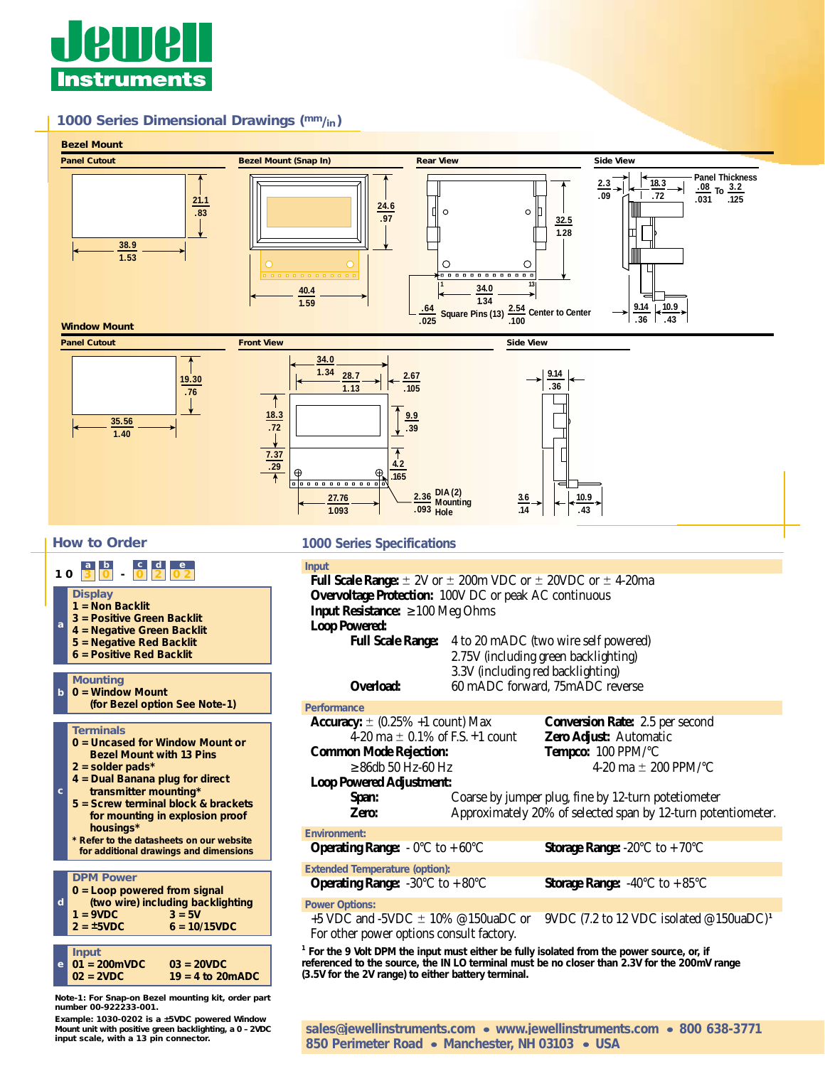# 1000 Series Dimensional Drawings (mm/in)

## Bezel Mount

**Panel Cutout** — 38.9 / 1.53 × 21.1 / .83

**Bezel Mount (Snap In)** — 40.4 / 1.59 × 24.6 / .97

**Rear View** — 34.0 / 1.34; 32.5 / 1.28; .64 / .025 Square Pins (13); 2.54 / .100 Center to Center

**Side View** — 2.3 / .09; 18.3 / .72; Panel Thickness .08 / .031 To 3.2 / .125; 9.14 / .36; 10.9 / .43

## Window Mount

**Panel Cutout** — 35.56 / 1.40 × 19.30 / .76

**Front View** — 34.0 / 1.34; 28.7 / 1.13; 2.67 / .105; 18.3 / .72; 9.9 / .39; 7.37 / .29; 4.2 / .165; 27.76 / 1.093; 2.36 / .093 DIA (2) Mounting Hole

**Side View** — 9.14 / .36; 3.6 / .14; 10.9 / .43

## How to Order

1 0 [a: 3] [b: 0] - [c: 0] [d: 2] [e: 0 2]

**a — Display**
- 1 = Non Backlit
- 3 = Positive Green Backlit
- 4 = Negative Green Backlit
- 5 = Negative Red Backlit
- 6 = Positive Red Backlit

**b — Mounting**
- 0 = Window Mount (for Bezel option See Note-1)

**c — Terminals**
- 0 = Uncased for Window Mount or Bezel Mount with 13 Pins
- 2 = solder pads*
- 4 = Dual Banana plug for direct transmitter mounting*
- 5 = Screw terminal block & brackets for mounting in explosion proof housings*

\* Refer to the datasheets on our website for additional drawings and dimensions

**d — DPM Power**
- 0 = Loop powered from signal (two wire) including backlighting
- 1 = 9VDC
- 2 = ±5VDC
- 3 = 5V
- 6 = 10/15VDC

**e — Input**
- 01 = 200mVDC
- 02 = 2VDC
- 03 = 20VDC
- 19 = 4 to 20mADC

**Note-1:** For Snap-on Bezel mounting kit, order part number 00-922233-001.

**Example:** 1030-0202 is a ±5VDC powered Window Mount unit with positive green backlighting, a 0 - 2VDC input scale, with a 13 pin connector.

## 1000 Series Specifications

### Input

**Full Scale Range:** ± 2V or ± 200m VDC or ± 20VDC or ± 4-20ma
**Overvoltage Protection:** 100V DC or peak AC continuous
**Input Resistance:** ≥100 Meg Ohms
**Loop Powered:**
- **Full Scale Range:** 4 to 20 mADC (two wire self powered)
  2.75V (including green backlighting)
  3.3V (including red backlighting)
- **Overload:** 60 mADC forward, 75mADC reverse

### Performance

**Accuracy:** ± (0.25% +1 count) Max
4-20 ma ± 0.1% of F.S. +1 count
**Common Mode Rejection:** ≥86db 50 Hz-60 Hz
**Conversion Rate:** 2.5 per second
**Zero Adjust:** Automatic
**Tempco:** 100 PPM/°C; 4-20 ma ± 200 PPM/°C
**Loop Powered Adjustment:**
- **Span:** Coarse by jumper plug, fine by 12-turn potetiometer
- **Zero:** Approximately 20% of selected span by 12-turn potentiometer.

### Environment:

**Operating Range:** - 0°C to +60°C
**Storage Range:** -20°C to +70°C

### Extended Temperature (option):

**Operating Range:** -30°C to +80°C
**Storage Range:** -40°C to +85°C

### Power Options:

+5 VDC and -5VDC ± 10% @150uaDC or 9VDC (7.2 to 12 VDC isolated @150uaDC)[1]
For other power options consult factory.

[1] For the 9 Volt DPM the input must either be fully isolated from the power source, or, if referenced to the source, the IN LO terminal must be no closer than 2.3V for the 200mV range (3.5V for the 2V range) to either battery terminal.

sales@jewellinstruments.com • www.jewellinstruments.com • 800 638-3771
850 Perimeter Road • Manchester, NH 03103 • USA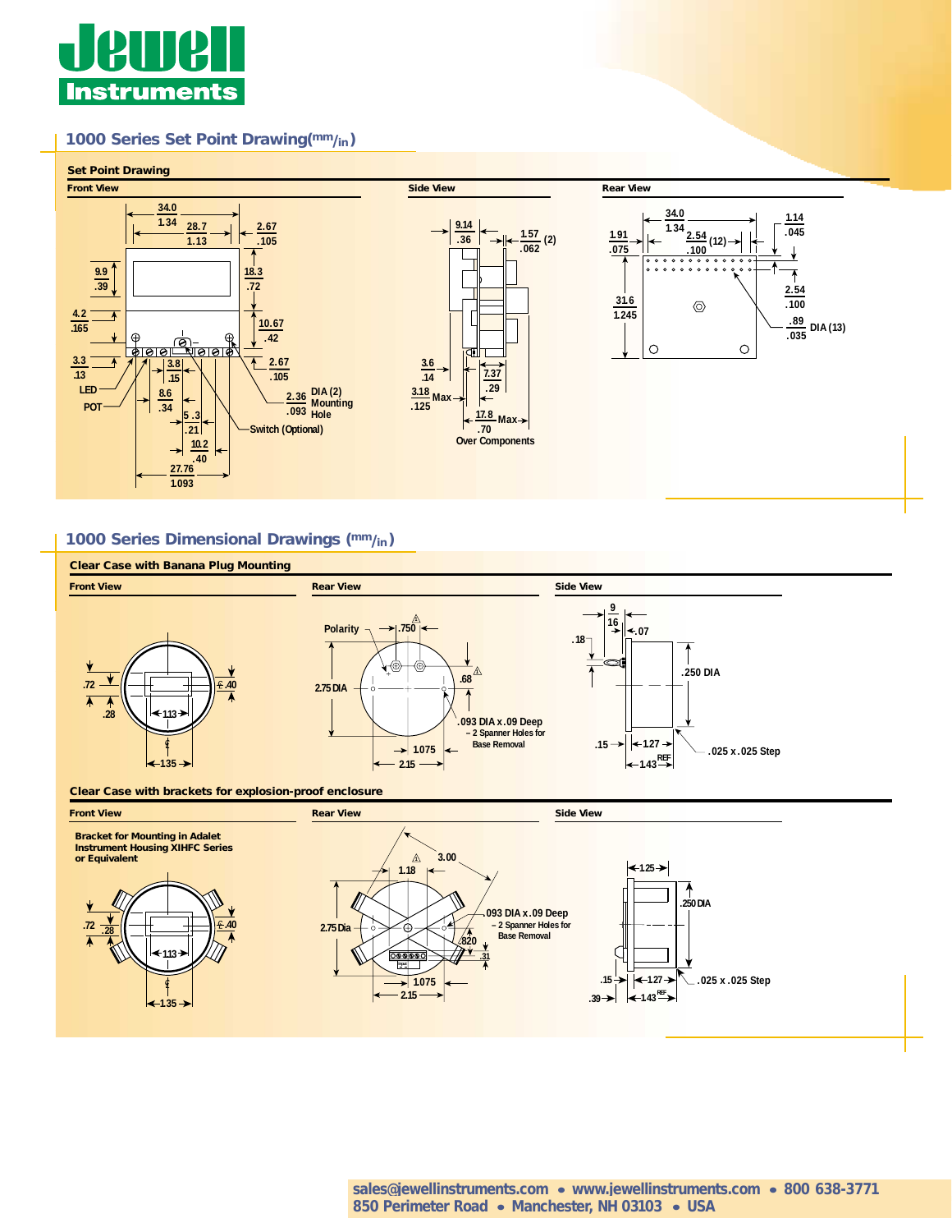# Jewell Instruments

## 1000 Series Set Point Drawing (mm/in)

### Set Point Drawing

**Front View**

34.0
1.34
28.7
1.13
2.67
.105
9.9
.39
18.3
.72
4.2
.165
10.67
.42
3.3
.13
3.8
.15
2.67
.105
LED
POT
8.6
.34
2.36 DIA (2)
.093 Mounting Hole
5.3
.21
Switch (Optional)
10.2
.40
27.76
1.093

**Side View**

9.14
.36
1.57 (2)
.062
3.6
.14
7.37
.29
3.18
.125
Max
17.8 Max
.70
Over Components

**Rear View**

34.0
1.34
1.14
.045
1.91
.075
2.54 (12)
.100
31.6
1.245
2.54
.100
.89 DIA (13)
.035

## 1000 Series Dimensional Drawings (mm/in)

### Clear Case with Banana Plug Mounting

**Front View**

.72
.28
℄ .40
1.13
℄
1.35

**Rear View**

Polarity
.750
.68
2.75 DIA
.093 DIA x .09 Deep
– 2 Spanner Holes for Base Removal
1.075
2.15

**Side View**

9/16
.07
.18
.250 DIA
.15
1.27
1.43 REF
.025 x .025 Step

### Clear Case with brackets for explosion-proof enclosure

**Front View**

Bracket for Mounting in Adalet Instrument Housing XIHFC Series or Equivalent

.72
.28
℄ .40
1.13
℄
1.35

**Rear View**

3.00
1.18
2.75 Dia
.093 DIA x .09 Deep
– 2 Spanner Holes for Base Removal
.820
.31
1.075
2.15

**Side View**

1.25
.250 DIA
.15
1.27
.025 x .025 Step
.39
1.43 REF

sales@jewellinstruments.com • www.jewellinstruments.com • 800 638-3771
850 Perimeter Road • Manchester, NH 03103 • USA